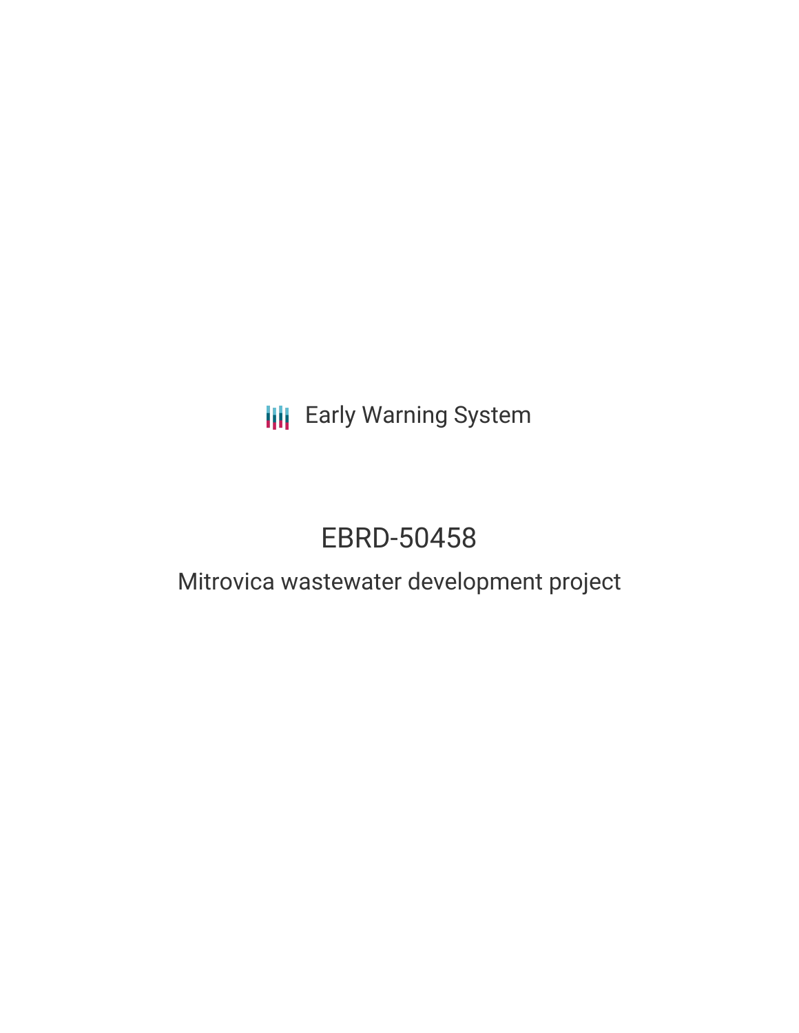Early Warning System

# EBRD-50458

## Mitrovica wastewater development project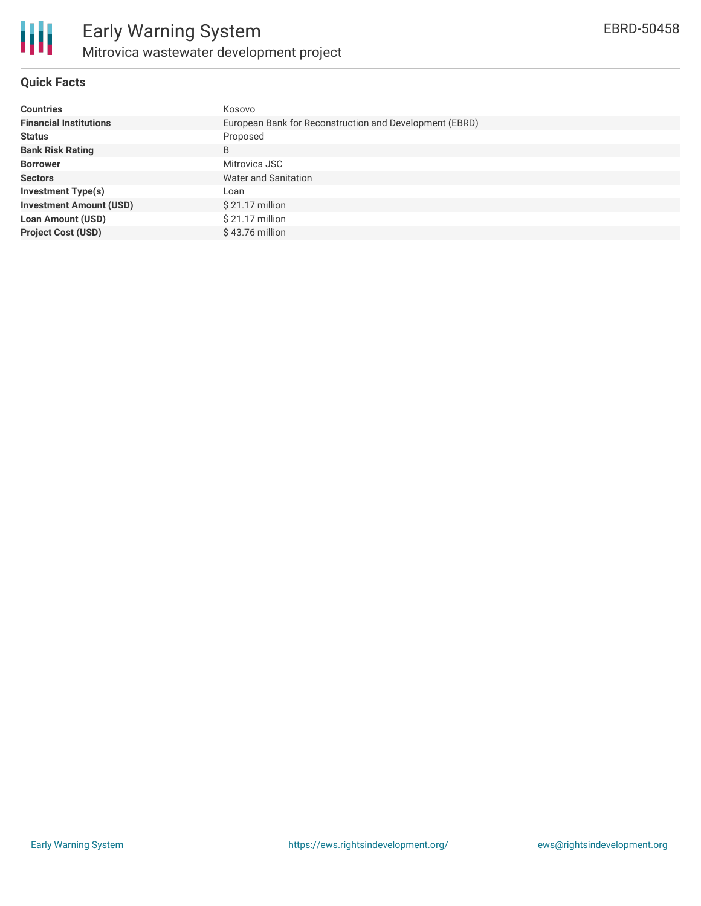# Early Warning System

## Mitrovica wastewater development project

EBRD-50458

### Quick Facts

| | |
|---|---|
| **Countries** | Kosovo |
| **Financial Institutions** | European Bank for Reconstruction and Development (EBRD) |
| **Status** | Proposed |
| **Bank Risk Rating** | B |
| **Borrower** | Mitrovica JSC |
| **Sectors** | Water and Sanitation |
| **Investment Type(s)** | Loan |
| **Investment Amount (USD)** | $ 21.17 million |
| **Loan Amount (USD)** | $ 21.17 million |
| **Project Cost (USD)** | $ 43.76 million |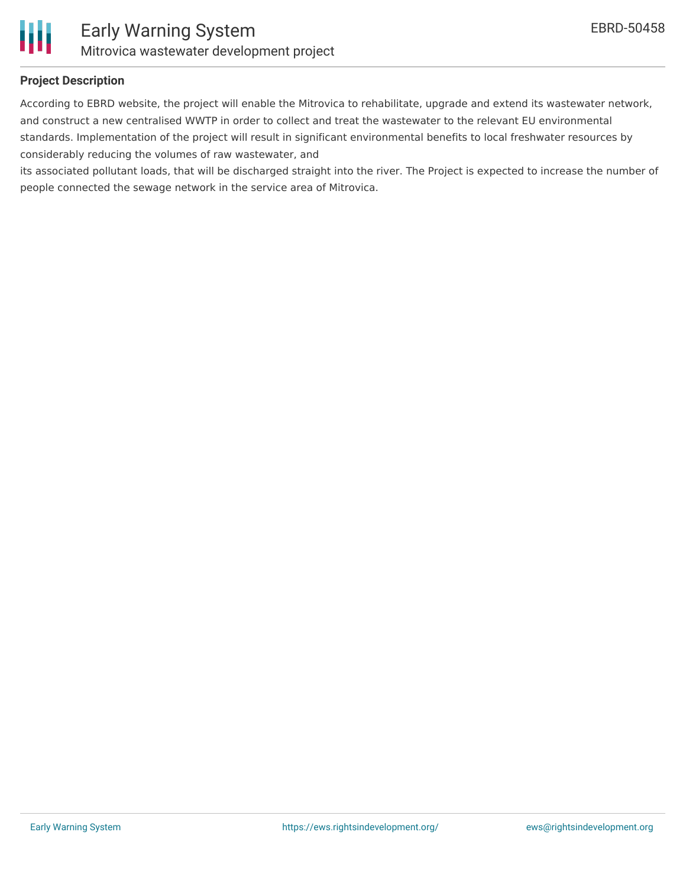## Project Description

According to EBRD website, the project will enable the Mitrovica to rehabilitate, upgrade and extend its wastewater network, and construct a new centralised WWTP in order to collect and treat the wastewater to the relevant EU environmental standards. Implementation of the project will result in significant environmental benefits to local freshwater resources by considerably reducing the volumes of raw wastewater, and
its associated pollutant loads, that will be discharged straight into the river. The Project is expected to increase the number of people connected the sewage network in the service area of Mitrovica.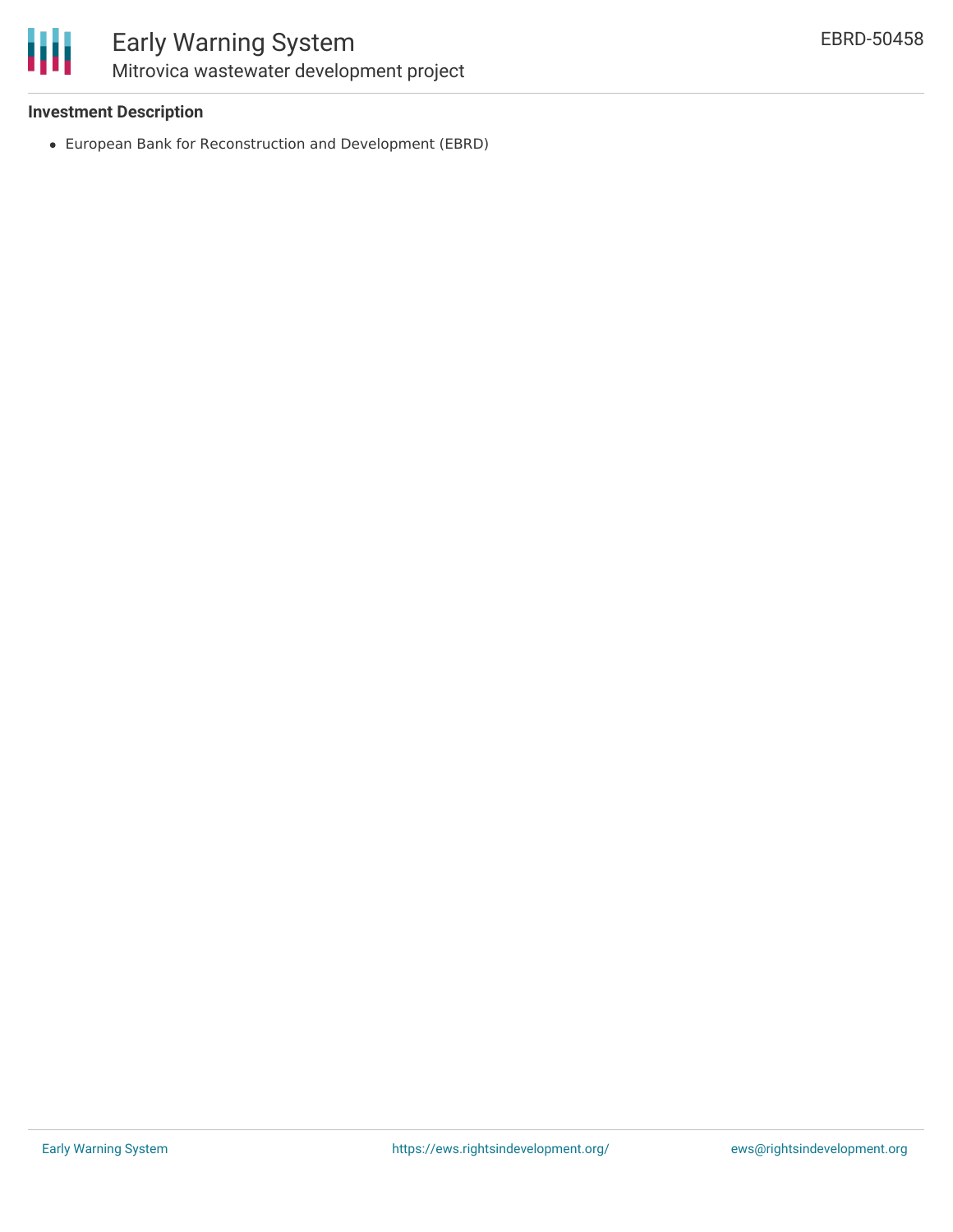**Investment Description**

- European Bank for Reconstruction and Development (EBRD)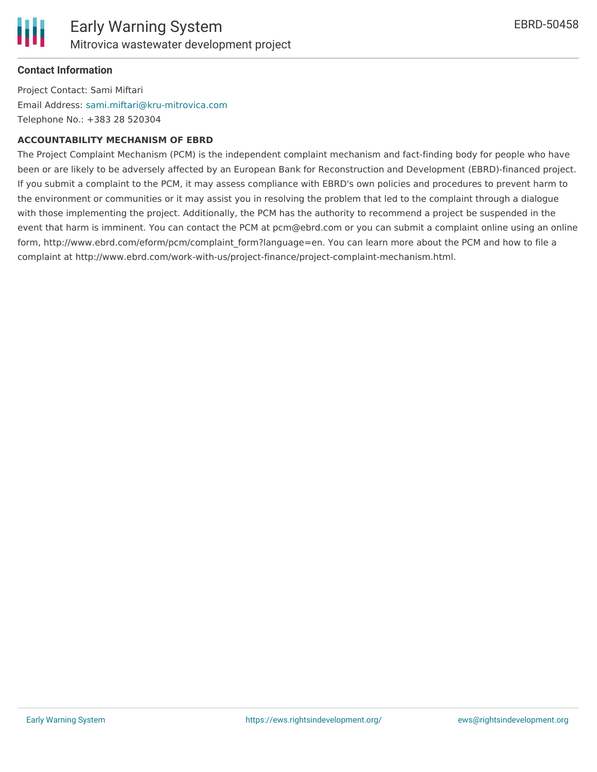### Contact Information

Project Contact: Sami Miftari

Email Address: sami.miftari@kru-mitrovica.com

Telephone No.: +383 28 520304

**ACCOUNTABILITY MECHANISM OF EBRD**

The Project Complaint Mechanism (PCM) is the independent complaint mechanism and fact-finding body for people who have been or are likely to be adversely affected by an European Bank for Reconstruction and Development (EBRD)-financed project. If you submit a complaint to the PCM, it may assess compliance with EBRD's own policies and procedures to prevent harm to the environment or communities or it may assist you in resolving the problem that led to the complaint through a dialogue with those implementing the project. Additionally, the PCM has the authority to recommend a project be suspended in the event that harm is imminent. You can contact the PCM at pcm@ebrd.com or you can submit a complaint online using an online form, http://www.ebrd.com/eform/pcm/complaint_form?language=en. You can learn more about the PCM and how to file a complaint at http://www.ebrd.com/work-with-us/project-finance/project-complaint-mechanism.html.